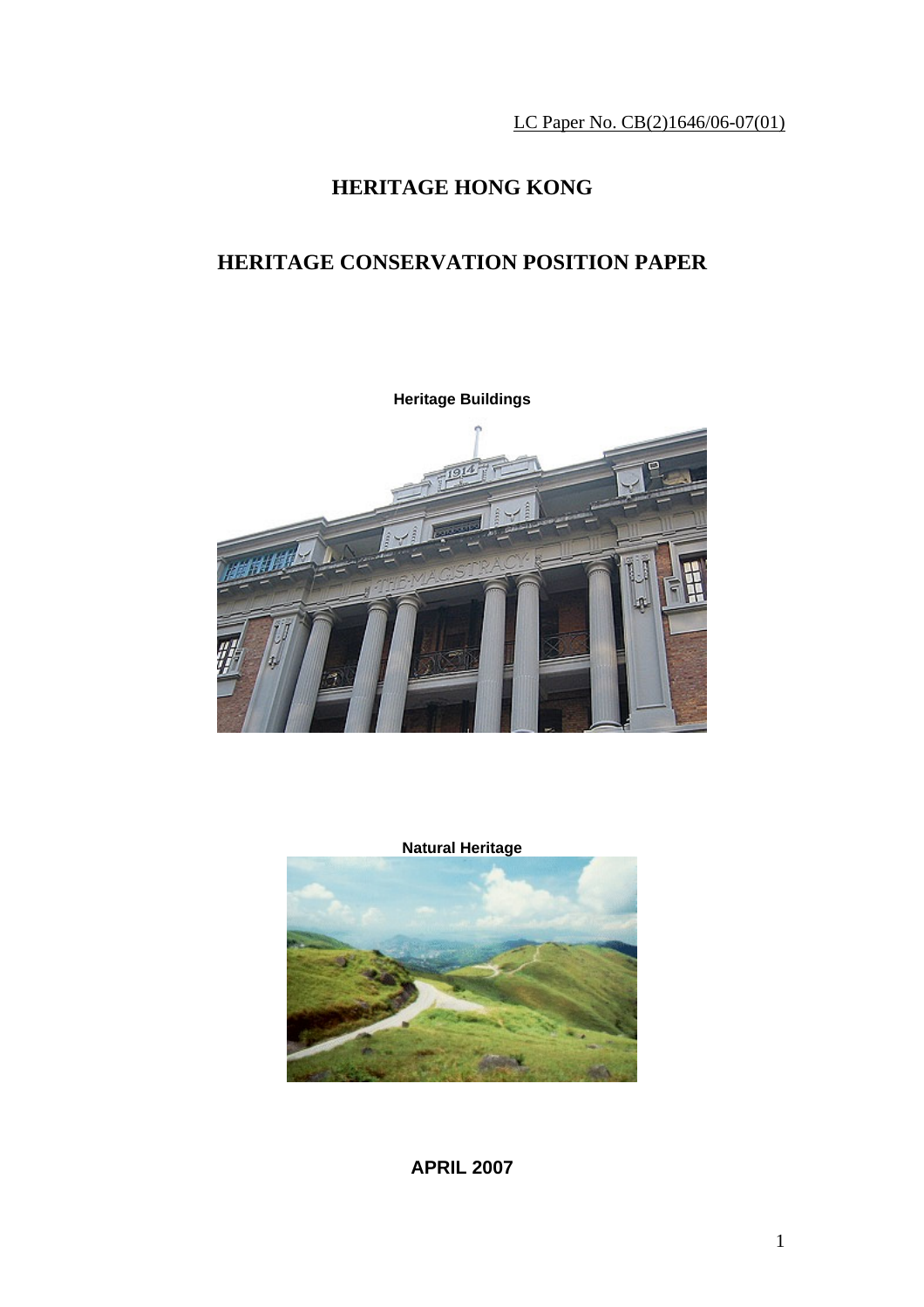LC Paper No. CB(2)1646/06-07(01)

# HERITAGE HONG KONG

# HERITAGE CONSERVATION POSITION PAPER

**Heritage Buildings**

**Natural Heritage**

**APRIL 2007**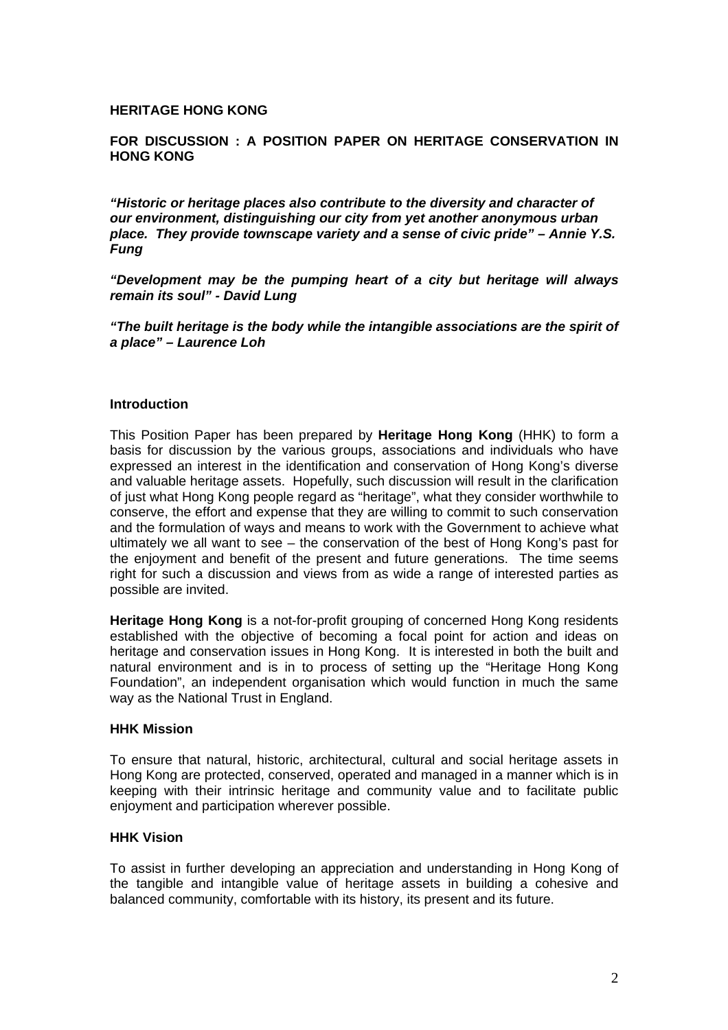**HERITAGE HONG KONG**

**FOR DISCUSSION : A POSITION PAPER ON HERITAGE CONSERVATION IN HONG KONG**

***"Historic or heritage places also contribute to the diversity and character of our environment, distinguishing our city from yet another anonymous urban place. They provide townscape variety and a sense of civic pride" – Annie Y.S. Fung***

***"Development may be the pumping heart of a city but heritage will always remain its soul" - David Lung***

***"The built heritage is the body while the intangible associations are the spirit of a place" – Laurence Loh***

**Introduction**

This Position Paper has been prepared by **Heritage Hong Kong** (HHK) to form a basis for discussion by the various groups, associations and individuals who have expressed an interest in the identification and conservation of Hong Kong's diverse and valuable heritage assets. Hopefully, such discussion will result in the clarification of just what Hong Kong people regard as "heritage", what they consider worthwhile to conserve, the effort and expense that they are willing to commit to such conservation and the formulation of ways and means to work with the Government to achieve what ultimately we all want to see – the conservation of the best of Hong Kong's past for the enjoyment and benefit of the present and future generations. The time seems right for such a discussion and views from as wide a range of interested parties as possible are invited.

**Heritage Hong Kong** is a not-for-profit grouping of concerned Hong Kong residents established with the objective of becoming a focal point for action and ideas on heritage and conservation issues in Hong Kong. It is interested in both the built and natural environment and is in to process of setting up the "Heritage Hong Kong Foundation", an independent organisation which would function in much the same way as the National Trust in England.

**HHK Mission**

To ensure that natural, historic, architectural, cultural and social heritage assets in Hong Kong are protected, conserved, operated and managed in a manner which is in keeping with their intrinsic heritage and community value and to facilitate public enjoyment and participation wherever possible.

**HHK Vision**

To assist in further developing an appreciation and understanding in Hong Kong of the tangible and intangible value of heritage assets in building a cohesive and balanced community, comfortable with its history, its present and its future.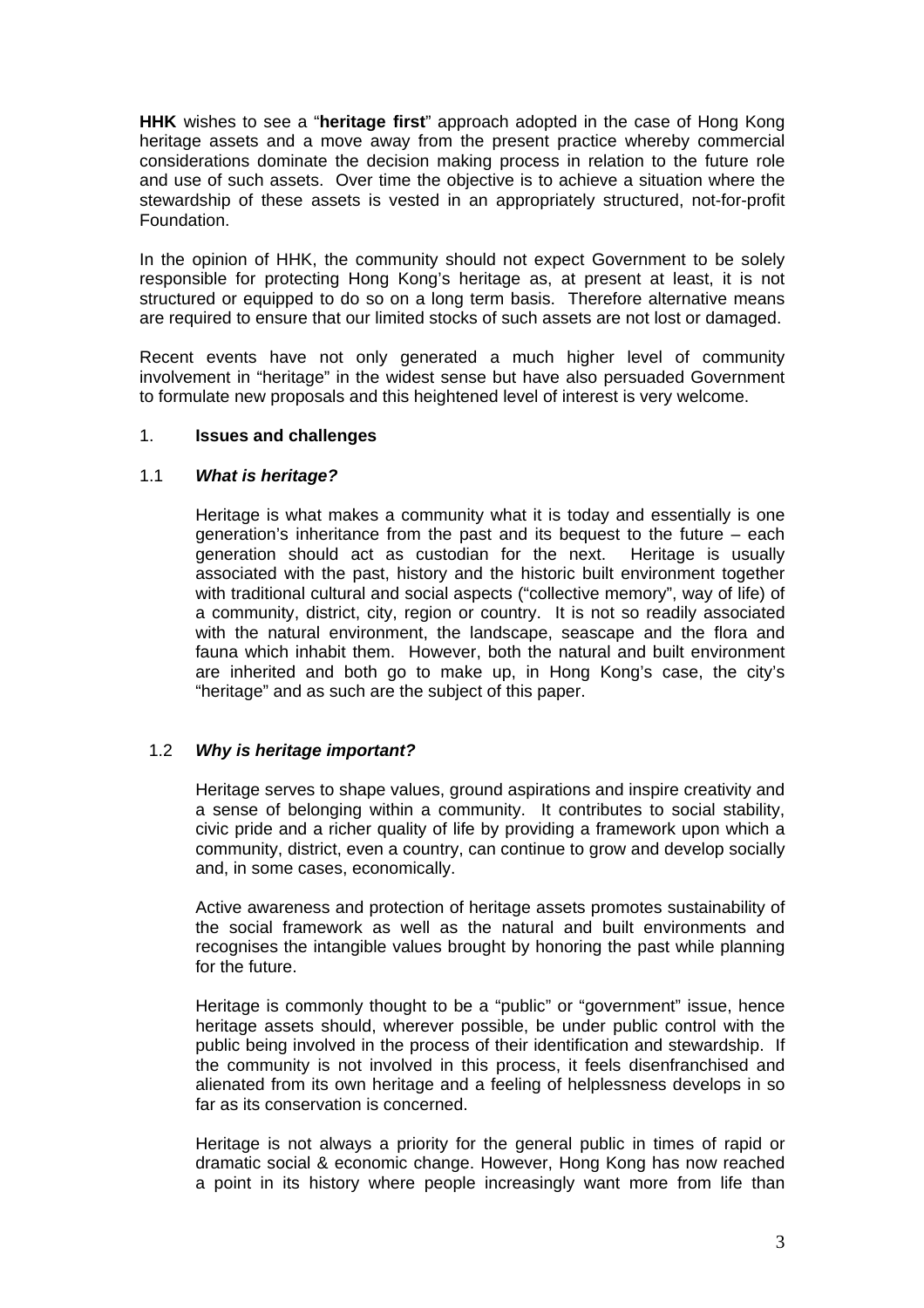**HHK** wishes to see a "**heritage first**" approach adopted in the case of Hong Kong heritage assets and a move away from the present practice whereby commercial considerations dominate the decision making process in relation to the future role and use of such assets. Over time the objective is to achieve a situation where the stewardship of these assets is vested in an appropriately structured, not-for-profit Foundation.

In the opinion of HHK, the community should not expect Government to be solely responsible for protecting Hong Kong's heritage as, at present at least, it is not structured or equipped to do so on a long term basis. Therefore alternative means are required to ensure that our limited stocks of such assets are not lost or damaged.

Recent events have not only generated a much higher level of community involvement in "heritage" in the widest sense but have also persuaded Government to formulate new proposals and this heightened level of interest is very welcome.

## 1. Issues and challenges

### 1.1 *What is heritage?*

Heritage is what makes a community what it is today and essentially is one generation's inheritance from the past and its bequest to the future – each generation should act as custodian for the next. Heritage is usually associated with the past, history and the historic built environment together with traditional cultural and social aspects ("collective memory", way of life) of a community, district, city, region or country. It is not so readily associated with the natural environment, the landscape, seascape and the flora and fauna which inhabit them. However, both the natural and built environment are inherited and both go to make up, in Hong Kong's case, the city's "heritage" and as such are the subject of this paper.

### 1.2 *Why is heritage important?*

Heritage serves to shape values, ground aspirations and inspire creativity and a sense of belonging within a community. It contributes to social stability, civic pride and a richer quality of life by providing a framework upon which a community, district, even a country, can continue to grow and develop socially and, in some cases, economically.

Active awareness and protection of heritage assets promotes sustainability of the social framework as well as the natural and built environments and recognises the intangible values brought by honoring the past while planning for the future.

Heritage is commonly thought to be a "public" or "government" issue, hence heritage assets should, wherever possible, be under public control with the public being involved in the process of their identification and stewardship. If the community is not involved in this process, it feels disenfranchised and alienated from its own heritage and a feeling of helplessness develops in so far as its conservation is concerned.

Heritage is not always a priority for the general public in times of rapid or dramatic social & economic change. However, Hong Kong has now reached a point in its history where people increasingly want more from life than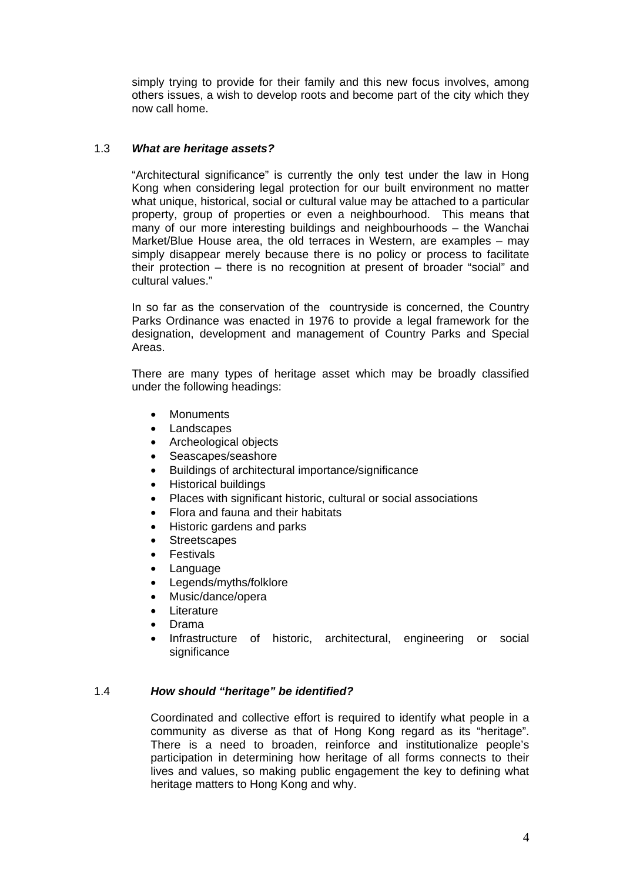simply trying to provide for their family and this new focus involves, among others issues, a wish to develop roots and become part of the city which they now call home.

### 1.3 *What are heritage assets?*

"Architectural significance" is currently the only test under the law in Hong Kong when considering legal protection for our built environment no matter what unique, historical, social or cultural value may be attached to a particular property, group of properties or even a neighbourhood. This means that many of our more interesting buildings and neighbourhoods – the Wanchai Market/Blue House area, the old terraces in Western, are examples – may simply disappear merely because there is no policy or process to facilitate their protection – there is no recognition at present of broader "social" and cultural values."

In so far as the conservation of the countryside is concerned, the Country Parks Ordinance was enacted in 1976 to provide a legal framework for the designation, development and management of Country Parks and Special Areas.

There are many types of heritage asset which may be broadly classified under the following headings:

- Monuments
- Landscapes
- Archeological objects
- Seascapes/seashore
- Buildings of architectural importance/significance
- Historical buildings
- Places with significant historic, cultural or social associations
- Flora and fauna and their habitats
- Historic gardens and parks
- Streetscapes
- Festivals
- Language
- Legends/myths/folklore
- Music/dance/opera
- Literature
- Drama
- Infrastructure of historic, architectural, engineering or social significance

### 1.4 *How should "heritage" be identified?*

Coordinated and collective effort is required to identify what people in a community as diverse as that of Hong Kong regard as its "heritage". There is a need to broaden, reinforce and institutionalize people's participation in determining how heritage of all forms connects to their lives and values, so making public engagement the key to defining what heritage matters to Hong Kong and why.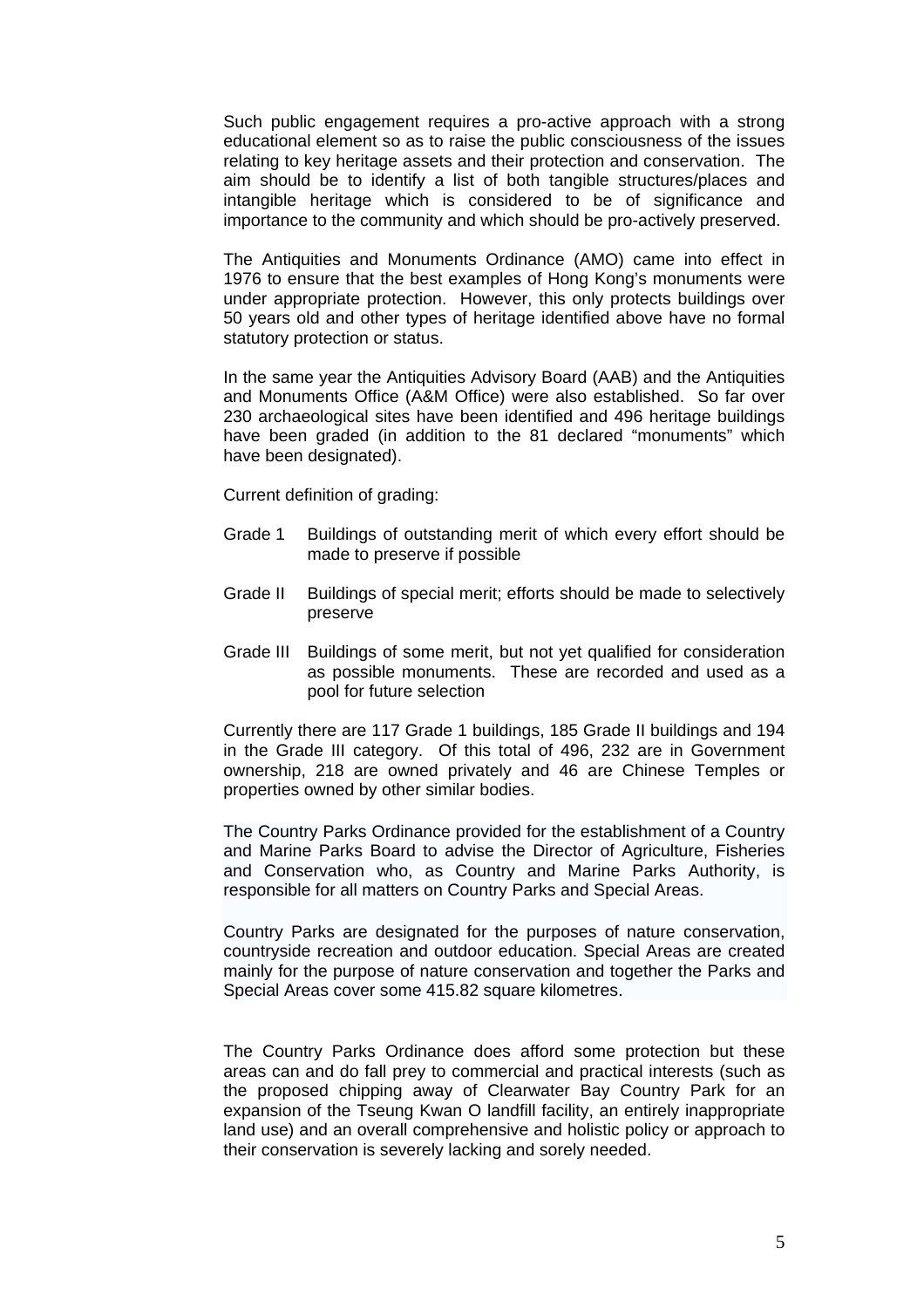Such public engagement requires a pro-active approach with a strong educational element so as to raise the public consciousness of the issues relating to key heritage assets and their protection and conservation. The aim should be to identify a list of both tangible structures/places and intangible heritage which is considered to be of significance and importance to the community and which should be pro-actively preserved.

The Antiquities and Monuments Ordinance (AMO) came into effect in 1976 to ensure that the best examples of Hong Kong's monuments were under appropriate protection. However, this only protects buildings over 50 years old and other types of heritage identified above have no formal statutory protection or status.

In the same year the Antiquities Advisory Board (AAB) and the Antiquities and Monuments Office (A&M Office) were also established. So far over 230 archaeological sites have been identified and 496 heritage buildings have been graded (in addition to the 81 declared "monuments" which have been designated).

Current definition of grading:

- Grade 1 Buildings of outstanding merit of which every effort should be made to preserve if possible
- Grade II Buildings of special merit; efforts should be made to selectively preserve
- Grade III Buildings of some merit, but not yet qualified for consideration as possible monuments. These are recorded and used as a pool for future selection

Currently there are 117 Grade 1 buildings, 185 Grade II buildings and 194 in the Grade III category. Of this total of 496, 232 are in Government ownership, 218 are owned privately and 46 are Chinese Temples or properties owned by other similar bodies.

The Country Parks Ordinance provided for the establishment of a Country and Marine Parks Board to advise the Director of Agriculture, Fisheries and Conservation who, as Country and Marine Parks Authority, is responsible for all matters on Country Parks and Special Areas.

Country Parks are designated for the purposes of nature conservation, countryside recreation and outdoor education. Special Areas are created mainly for the purpose of nature conservation and together the Parks and Special Areas cover some 415.82 square kilometres.

The Country Parks Ordinance does afford some protection but these areas can and do fall prey to commercial and practical interests (such as the proposed chipping away of Clearwater Bay Country Park for an expansion of the Tseung Kwan O landfill facility, an entirely inappropriate land use) and an overall comprehensive and holistic policy or approach to their conservation is severely lacking and sorely needed.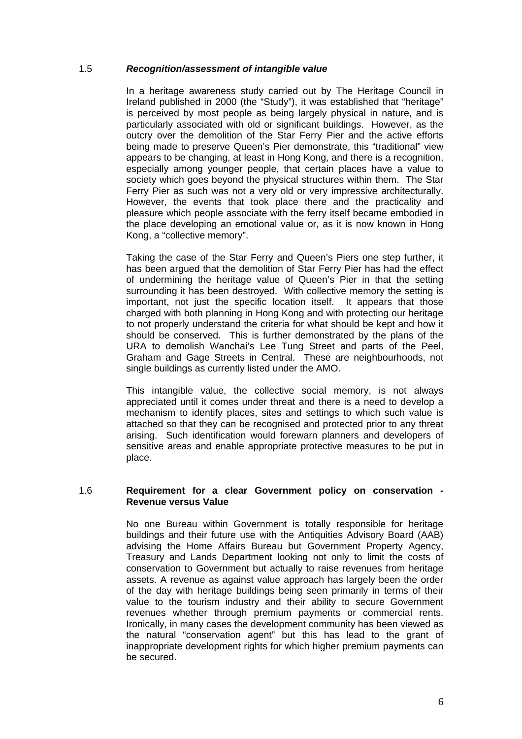### 1.5 *Recognition/assessment of intangible value*

In a heritage awareness study carried out by The Heritage Council in Ireland published in 2000 (the "Study"), it was established that "heritage" is perceived by most people as being largely physical in nature, and is particularly associated with old or significant buildings. However, as the outcry over the demolition of the Star Ferry Pier and the active efforts being made to preserve Queen's Pier demonstrate, this "traditional" view appears to be changing, at least in Hong Kong, and there is a recognition, especially among younger people, that certain places have a value to society which goes beyond the physical structures within them. The Star Ferry Pier as such was not a very old or very impressive architecturally. However, the events that took place there and the practicality and pleasure which people associate with the ferry itself became embodied in the place developing an emotional value or, as it is now known in Hong Kong, a "collective memory".

Taking the case of the Star Ferry and Queen's Piers one step further, it has been argued that the demolition of Star Ferry Pier has had the effect of undermining the heritage value of Queen's Pier in that the setting surrounding it has been destroyed. With collective memory the setting is important, not just the specific location itself. It appears that those charged with both planning in Hong Kong and with protecting our heritage to not properly understand the criteria for what should be kept and how it should be conserved. This is further demonstrated by the plans of the URA to demolish Wanchai's Lee Tung Street and parts of the Peel, Graham and Gage Streets in Central. These are neighbourhoods, not single buildings as currently listed under the AMO.

This intangible value, the collective social memory, is not always appreciated until it comes under threat and there is a need to develop a mechanism to identify places, sites and settings to which such value is attached so that they can be recognised and protected prior to any threat arising. Such identification would forewarn planners and developers of sensitive areas and enable appropriate protective measures to be put in place.

### 1.6 **Requirement for a clear Government policy on conservation - Revenue versus Value**

No one Bureau within Government is totally responsible for heritage buildings and their future use with the Antiquities Advisory Board (AAB) advising the Home Affairs Bureau but Government Property Agency, Treasury and Lands Department looking not only to limit the costs of conservation to Government but actually to raise revenues from heritage assets. A revenue as against value approach has largely been the order of the day with heritage buildings being seen primarily in terms of their value to the tourism industry and their ability to secure Government revenues whether through premium payments or commercial rents. Ironically, in many cases the development community has been viewed as the natural "conservation agent" but this has lead to the grant of inappropriate development rights for which higher premium payments can be secured.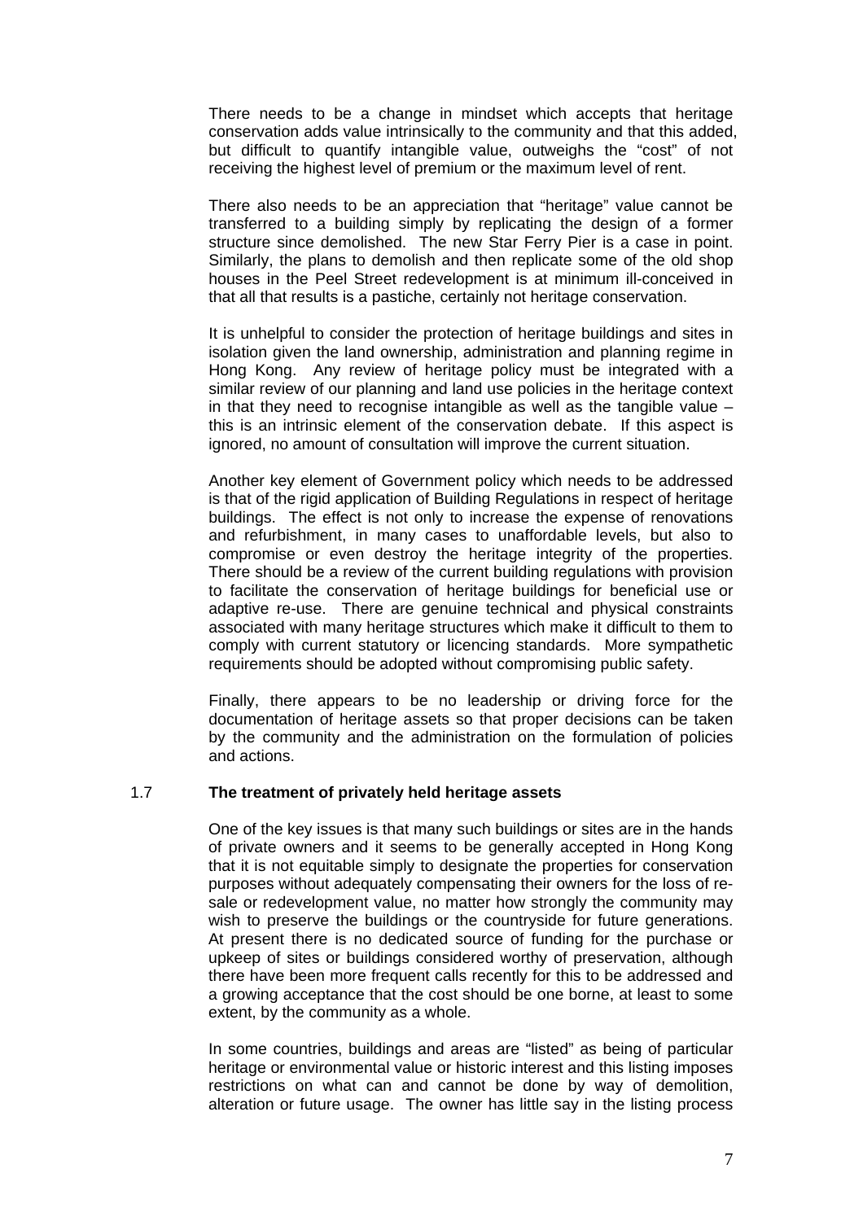There needs to be a change in mindset which accepts that heritage conservation adds value intrinsically to the community and that this added, but difficult to quantify intangible value, outweighs the "cost" of not receiving the highest level of premium or the maximum level of rent.

There also needs to be an appreciation that "heritage" value cannot be transferred to a building simply by replicating the design of a former structure since demolished. The new Star Ferry Pier is a case in point. Similarly, the plans to demolish and then replicate some of the old shop houses in the Peel Street redevelopment is at minimum ill-conceived in that all that results is a pastiche, certainly not heritage conservation.

It is unhelpful to consider the protection of heritage buildings and sites in isolation given the land ownership, administration and planning regime in Hong Kong. Any review of heritage policy must be integrated with a similar review of our planning and land use policies in the heritage context in that they need to recognise intangible as well as the tangible value – this is an intrinsic element of the conservation debate. If this aspect is ignored, no amount of consultation will improve the current situation.

Another key element of Government policy which needs to be addressed is that of the rigid application of Building Regulations in respect of heritage buildings. The effect is not only to increase the expense of renovations and refurbishment, in many cases to unaffordable levels, but also to compromise or even destroy the heritage integrity of the properties. There should be a review of the current building regulations with provision to facilitate the conservation of heritage buildings for beneficial use or adaptive re-use. There are genuine technical and physical constraints associated with many heritage structures which make it difficult to them to comply with current statutory or licencing standards. More sympathetic requirements should be adopted without compromising public safety.

Finally, there appears to be no leadership or driving force for the documentation of heritage assets so that proper decisions can be taken by the community and the administration on the formulation of policies and actions.

### 1.7 The treatment of privately held heritage assets

One of the key issues is that many such buildings or sites are in the hands of private owners and it seems to be generally accepted in Hong Kong that it is not equitable simply to designate the properties for conservation purposes without adequately compensating their owners for the loss of re-sale or redevelopment value, no matter how strongly the community may wish to preserve the buildings or the countryside for future generations. At present there is no dedicated source of funding for the purchase or upkeep of sites or buildings considered worthy of preservation, although there have been more frequent calls recently for this to be addressed and a growing acceptance that the cost should be one borne, at least to some extent, by the community as a whole.

In some countries, buildings and areas are "listed" as being of particular heritage or environmental value or historic interest and this listing imposes restrictions on what can and cannot be done by way of demolition, alteration or future usage. The owner has little say in the listing process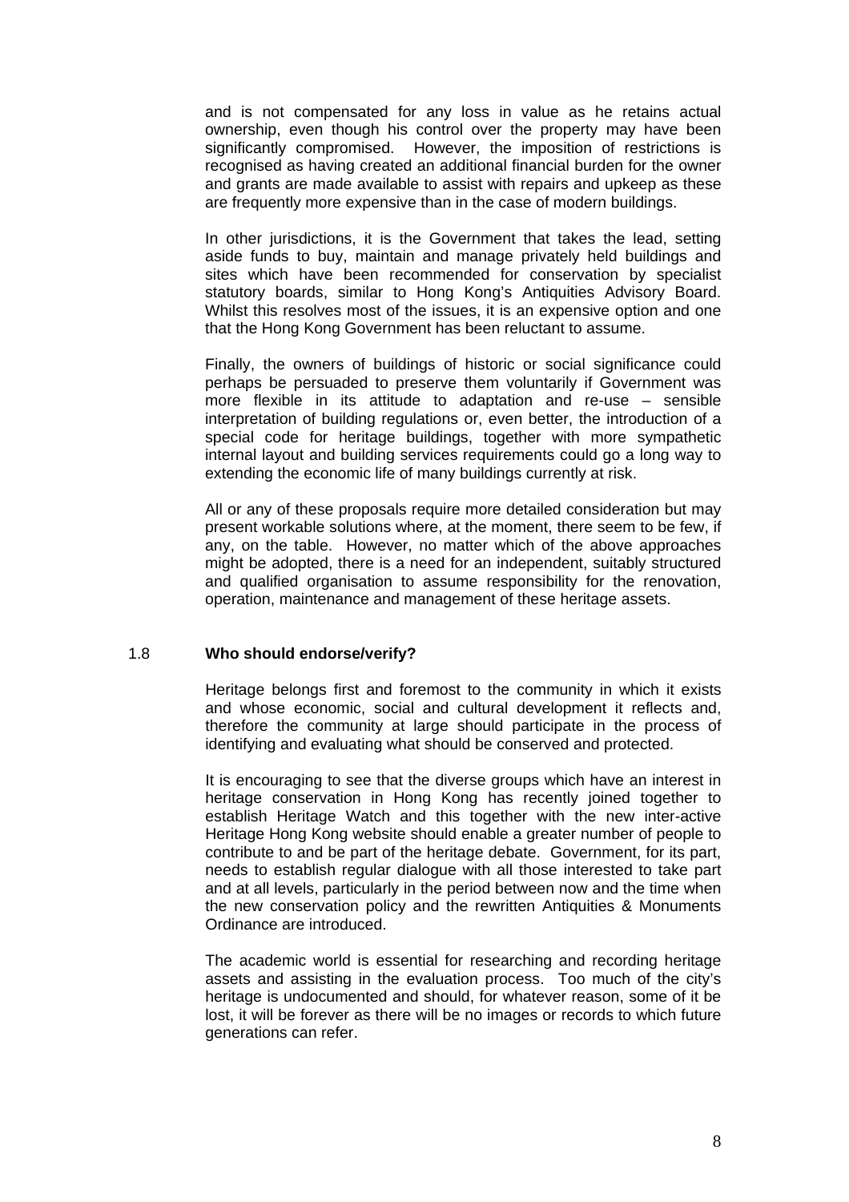and is not compensated for any loss in value as he retains actual ownership, even though his control over the property may have been significantly compromised. However, the imposition of restrictions is recognised as having created an additional financial burden for the owner and grants are made available to assist with repairs and upkeep as these are frequently more expensive than in the case of modern buildings.

In other jurisdictions, it is the Government that takes the lead, setting aside funds to buy, maintain and manage privately held buildings and sites which have been recommended for conservation by specialist statutory boards, similar to Hong Kong's Antiquities Advisory Board. Whilst this resolves most of the issues, it is an expensive option and one that the Hong Kong Government has been reluctant to assume.

Finally, the owners of buildings of historic or social significance could perhaps be persuaded to preserve them voluntarily if Government was more flexible in its attitude to adaptation and re-use – sensible interpretation of building regulations or, even better, the introduction of a special code for heritage buildings, together with more sympathetic internal layout and building services requirements could go a long way to extending the economic life of many buildings currently at risk.

All or any of these proposals require more detailed consideration but may present workable solutions where, at the moment, there seem to be few, if any, on the table. However, no matter which of the above approaches might be adopted, there is a need for an independent, suitably structured and qualified organisation to assume responsibility for the renovation, operation, maintenance and management of these heritage assets.

## 1.8 Who should endorse/verify?

Heritage belongs first and foremost to the community in which it exists and whose economic, social and cultural development it reflects and, therefore the community at large should participate in the process of identifying and evaluating what should be conserved and protected.

It is encouraging to see that the diverse groups which have an interest in heritage conservation in Hong Kong has recently joined together to establish Heritage Watch and this together with the new inter-active Heritage Hong Kong website should enable a greater number of people to contribute to and be part of the heritage debate. Government, for its part, needs to establish regular dialogue with all those interested to take part and at all levels, particularly in the period between now and the time when the new conservation policy and the rewritten Antiquities & Monuments Ordinance are introduced.

The academic world is essential for researching and recording heritage assets and assisting in the evaluation process. Too much of the city's heritage is undocumented and should, for whatever reason, some of it be lost, it will be forever as there will be no images or records to which future generations can refer.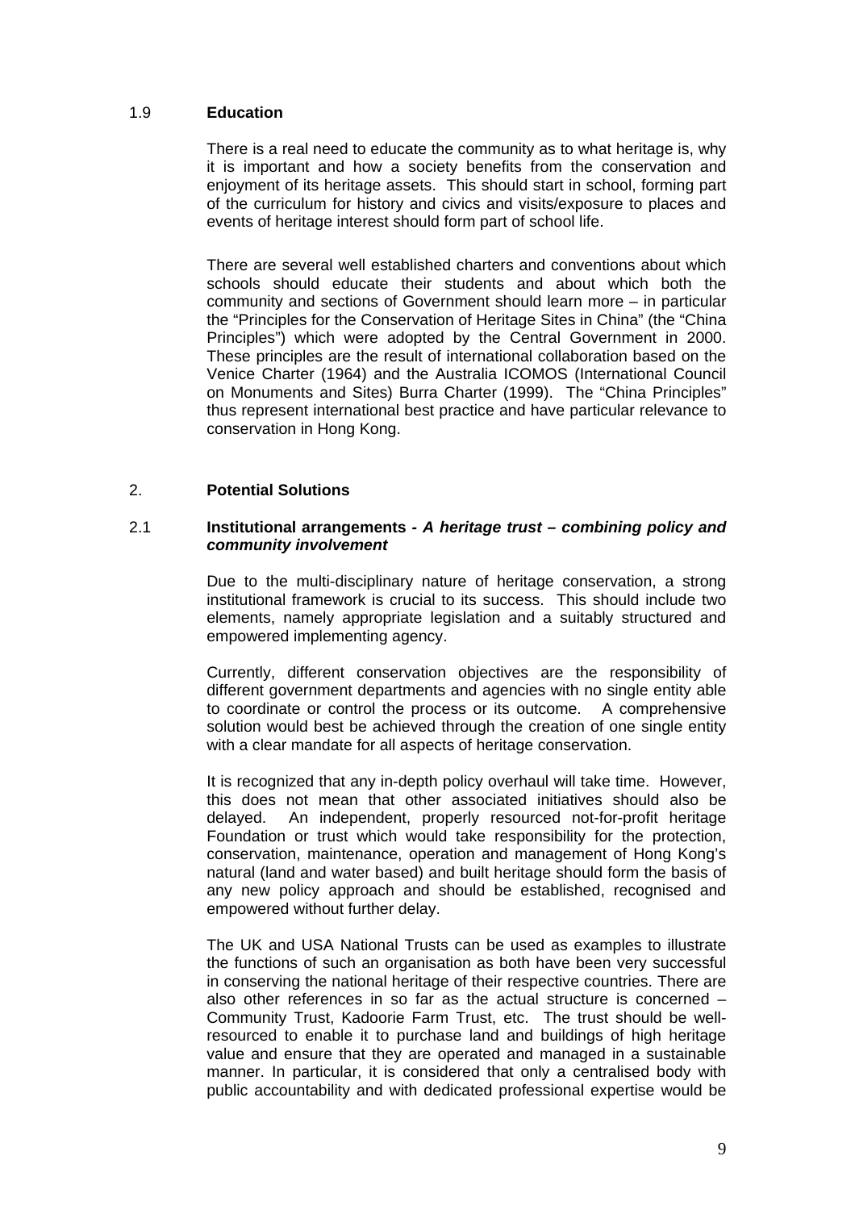### 1.9 Education

There is a real need to educate the community as to what heritage is, why it is important and how a society benefits from the conservation and enjoyment of its heritage assets. This should start in school, forming part of the curriculum for history and civics and visits/exposure to places and events of heritage interest should form part of school life.

There are several well established charters and conventions about which schools should educate their students and about which both the community and sections of Government should learn more – in particular the "Principles for the Conservation of Heritage Sites in China" (the "China Principles") which were adopted by the Central Government in 2000. These principles are the result of international collaboration based on the Venice Charter (1964) and the Australia ICOMOS (International Council on Monuments and Sites) Burra Charter (1999). The "China Principles" thus represent international best practice and have particular relevance to conservation in Hong Kong.

## 2. Potential Solutions

### 2.1 Institutional arrangements - *A heritage trust – combining policy and community involvement*

Due to the multi-disciplinary nature of heritage conservation, a strong institutional framework is crucial to its success. This should include two elements, namely appropriate legislation and a suitably structured and empowered implementing agency.

Currently, different conservation objectives are the responsibility of different government departments and agencies with no single entity able to coordinate or control the process or its outcome. A comprehensive solution would best be achieved through the creation of one single entity with a clear mandate for all aspects of heritage conservation.

It is recognized that any in-depth policy overhaul will take time. However, this does not mean that other associated initiatives should also be delayed. An independent, properly resourced not-for-profit heritage Foundation or trust which would take responsibility for the protection, conservation, maintenance, operation and management of Hong Kong's natural (land and water based) and built heritage should form the basis of any new policy approach and should be established, recognised and empowered without further delay.

The UK and USA National Trusts can be used as examples to illustrate the functions of such an organisation as both have been very successful in conserving the national heritage of their respective countries. There are also other references in so far as the actual structure is concerned – Community Trust, Kadoorie Farm Trust, etc. The trust should be well-resourced to enable it to purchase land and buildings of high heritage value and ensure that they are operated and managed in a sustainable manner. In particular, it is considered that only a centralised body with public accountability and with dedicated professional expertise would be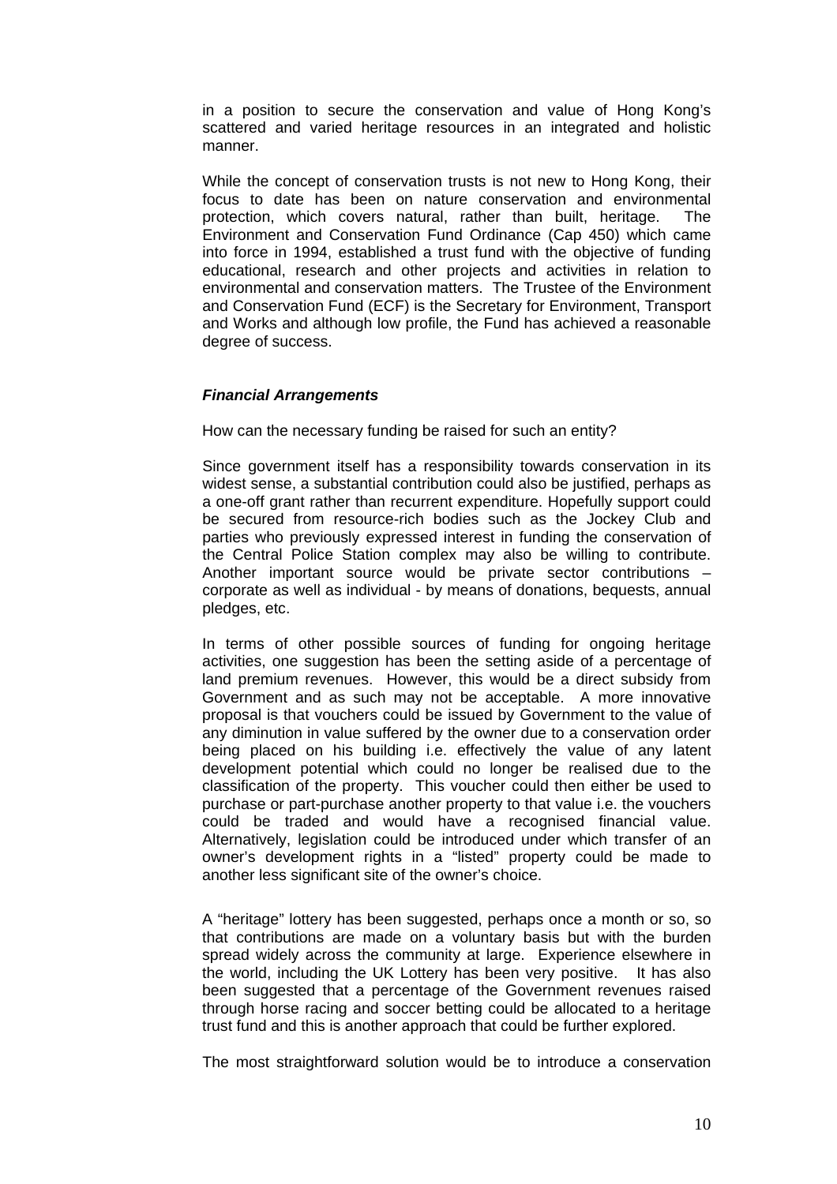in a position to secure the conservation and value of Hong Kong's scattered and varied heritage resources in an integrated and holistic manner.

While the concept of conservation trusts is not new to Hong Kong, their focus to date has been on nature conservation and environmental protection, which covers natural, rather than built, heritage. The Environment and Conservation Fund Ordinance (Cap 450) which came into force in 1994, established a trust fund with the objective of funding educational, research and other projects and activities in relation to environmental and conservation matters. The Trustee of the Environment and Conservation Fund (ECF) is the Secretary for Environment, Transport and Works and although low profile, the Fund has achieved a reasonable degree of success.

***Financial Arrangements***

How can the necessary funding be raised for such an entity?

Since government itself has a responsibility towards conservation in its widest sense, a substantial contribution could also be justified, perhaps as a one-off grant rather than recurrent expenditure. Hopefully support could be secured from resource-rich bodies such as the Jockey Club and parties who previously expressed interest in funding the conservation of the Central Police Station complex may also be willing to contribute. Another important source would be private sector contributions – corporate as well as individual - by means of donations, bequests, annual pledges, etc.

In terms of other possible sources of funding for ongoing heritage activities, one suggestion has been the setting aside of a percentage of land premium revenues. However, this would be a direct subsidy from Government and as such may not be acceptable. A more innovative proposal is that vouchers could be issued by Government to the value of any diminution in value suffered by the owner due to a conservation order being placed on his building i.e. effectively the value of any latent development potential which could no longer be realised due to the classification of the property. This voucher could then either be used to purchase or part-purchase another property to that value i.e. the vouchers could be traded and would have a recognised financial value. Alternatively, legislation could be introduced under which transfer of an owner's development rights in a "listed" property could be made to another less significant site of the owner's choice.

A "heritage" lottery has been suggested, perhaps once a month or so, so that contributions are made on a voluntary basis but with the burden spread widely across the community at large. Experience elsewhere in the world, including the UK Lottery has been very positive. It has also been suggested that a percentage of the Government revenues raised through horse racing and soccer betting could be allocated to a heritage trust fund and this is another approach that could be further explored.

The most straightforward solution would be to introduce a conservation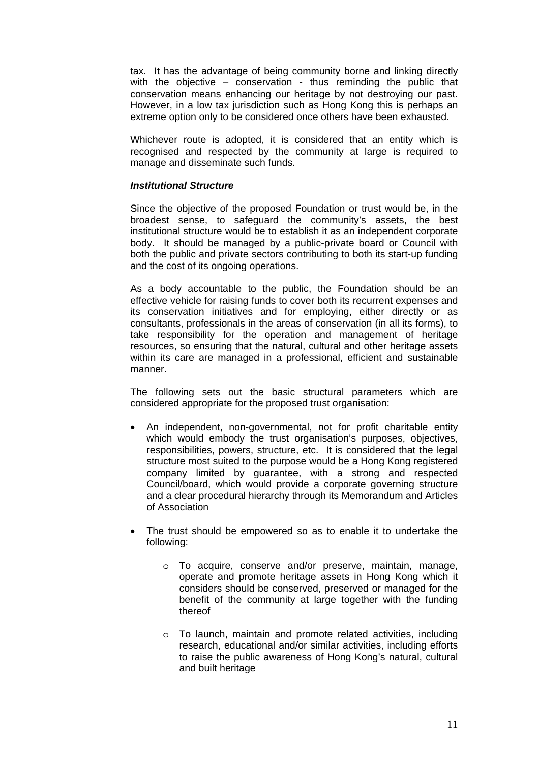tax. It has the advantage of being community borne and linking directly with the objective – conservation - thus reminding the public that conservation means enhancing our heritage by not destroying our past. However, in a low tax jurisdiction such as Hong Kong this is perhaps an extreme option only to be considered once others have been exhausted.

Whichever route is adopted, it is considered that an entity which is recognised and respected by the community at large is required to manage and disseminate such funds.

***Institutional Structure***

Since the objective of the proposed Foundation or trust would be, in the broadest sense, to safeguard the community's assets, the best institutional structure would be to establish it as an independent corporate body. It should be managed by a public-private board or Council with both the public and private sectors contributing to both its start-up funding and the cost of its ongoing operations.

As a body accountable to the public, the Foundation should be an effective vehicle for raising funds to cover both its recurrent expenses and its conservation initiatives and for employing, either directly or as consultants, professionals in the areas of conservation (in all its forms), to take responsibility for the operation and management of heritage resources, so ensuring that the natural, cultural and other heritage assets within its care are managed in a professional, efficient and sustainable manner.

The following sets out the basic structural parameters which are considered appropriate for the proposed trust organisation:

- An independent, non-governmental, not for profit charitable entity which would embody the trust organisation's purposes, objectives, responsibilities, powers, structure, etc. It is considered that the legal structure most suited to the purpose would be a Hong Kong registered company limited by guarantee, with a strong and respected Council/board, which would provide a corporate governing structure and a clear procedural hierarchy through its Memorandum and Articles of Association

- The trust should be empowered so as to enable it to undertake the following:

    - To acquire, conserve and/or preserve, maintain, manage, operate and promote heritage assets in Hong Kong which it considers should be conserved, preserved or managed for the benefit of the community at large together with the funding thereof

    - To launch, maintain and promote related activities, including research, educational and/or similar activities, including efforts to raise the public awareness of Hong Kong's natural, cultural and built heritage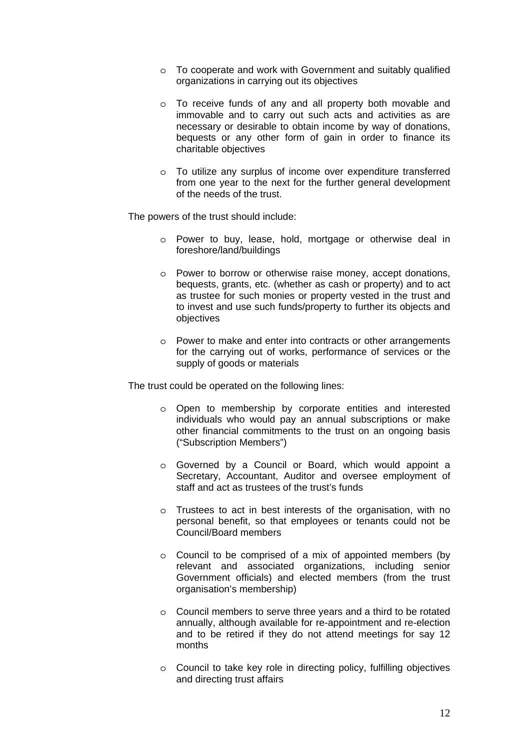- To cooperate and work with Government and suitably qualified organizations in carrying out its objectives

- To receive funds of any and all property both movable and immovable and to carry out such acts and activities as are necessary or desirable to obtain income by way of donations, bequests or any other form of gain in order to finance its charitable objectives

- To utilize any surplus of income over expenditure transferred from one year to the next for the further general development of the needs of the trust.

The powers of the trust should include:

- Power to buy, lease, hold, mortgage or otherwise deal in foreshore/land/buildings

- Power to borrow or otherwise raise money, accept donations, bequests, grants, etc. (whether as cash or property) and to act as trustee for such monies or property vested in the trust and to invest and use such funds/property to further its objects and objectives

- Power to make and enter into contracts or other arrangements for the carrying out of works, performance of services or the supply of goods or materials

The trust could be operated on the following lines:

- Open to membership by corporate entities and interested individuals who would pay an annual subscriptions or make other financial commitments to the trust on an ongoing basis ("Subscription Members")

- Governed by a Council or Board, which would appoint a Secretary, Accountant, Auditor and oversee employment of staff and act as trustees of the trust's funds

- Trustees to act in best interests of the organisation, with no personal benefit, so that employees or tenants could not be Council/Board members

- Council to be comprised of a mix of appointed members (by relevant and associated organizations, including senior Government officials) and elected members (from the trust organisation's membership)

- Council members to serve three years and a third to be rotated annually, although available for re-appointment and re-election and to be retired if they do not attend meetings for say 12 months

- Council to take key role in directing policy, fulfilling objectives and directing trust affairs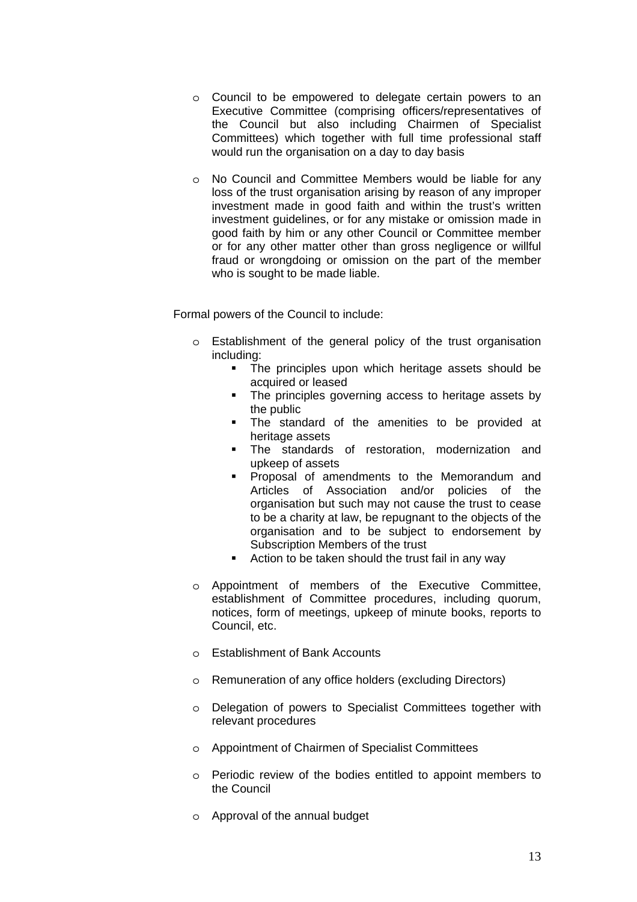- Council to be empowered to delegate certain powers to an Executive Committee (comprising officers/representatives of the Council but also including Chairmen of Specialist Committees) which together with full time professional staff would run the organisation on a day to day basis

- No Council and Committee Members would be liable for any loss of the trust organisation arising by reason of any improper investment made in good faith and within the trust's written investment guidelines, or for any mistake or omission made in good faith by him or any other Council or Committee member or for any other matter other than gross negligence or willful fraud or wrongdoing or omission on the part of the member who is sought to be made liable.

Formal powers of the Council to include:

- Establishment of the general policy of the trust organisation including:
  - The principles upon which heritage assets should be acquired or leased
  - The principles governing access to heritage assets by the public
  - The standard of the amenities to be provided at heritage assets
  - The standards of restoration, modernization and upkeep of assets
  - Proposal of amendments to the Memorandum and Articles of Association and/or policies of the organisation but such may not cause the trust to cease to be a charity at law, be repugnant to the objects of the organisation and to be subject to endorsement by Subscription Members of the trust
  - Action to be taken should the trust fail in any way

- Appointment of members of the Executive Committee, establishment of Committee procedures, including quorum, notices, form of meetings, upkeep of minute books, reports to Council, etc.

- Establishment of Bank Accounts

- Remuneration of any office holders (excluding Directors)

- Delegation of powers to Specialist Committees together with relevant procedures

- Appointment of Chairmen of Specialist Committees

- Periodic review of the bodies entitled to appoint members to the Council

- Approval of the annual budget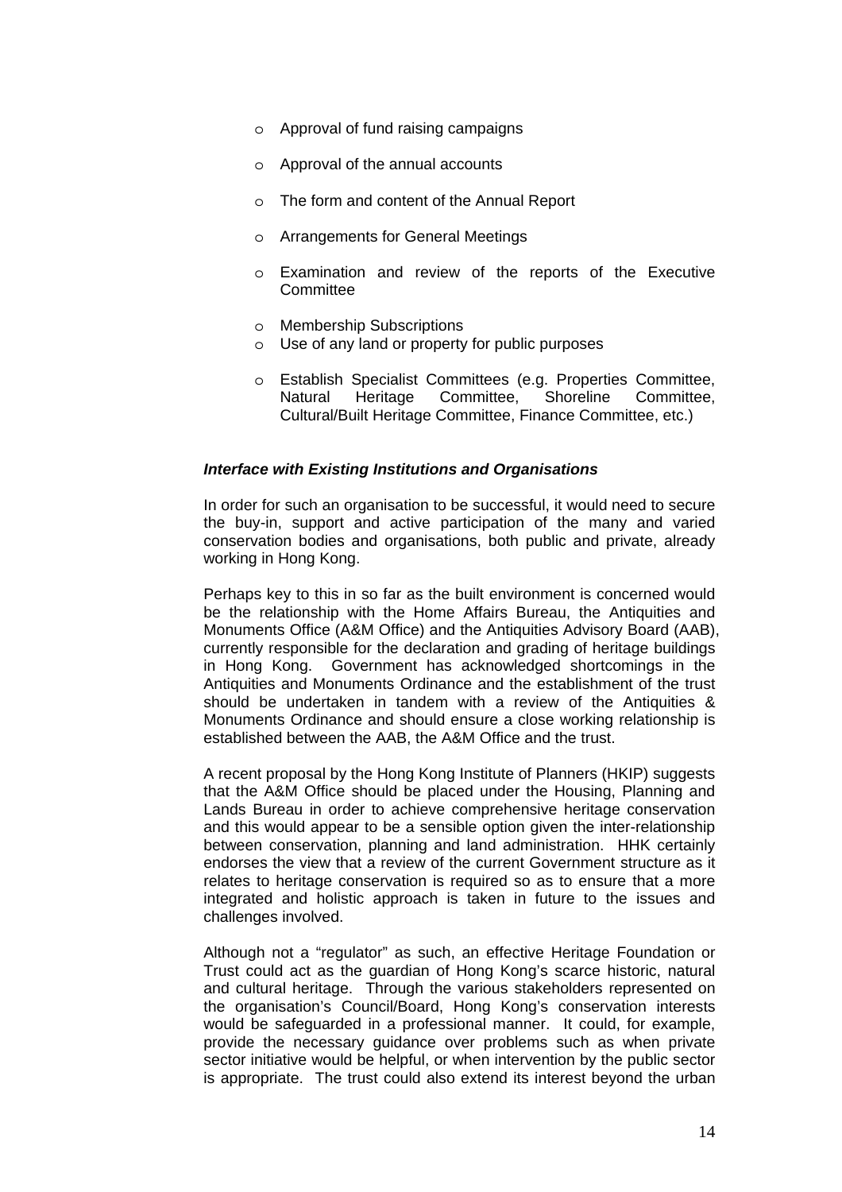- Approval of fund raising campaigns
- Approval of the annual accounts
- The form and content of the Annual Report
- Arrangements for General Meetings
- Examination and review of the reports of the Executive Committee
- Membership Subscriptions
- Use of any land or property for public purposes
- Establish Specialist Committees (e.g. Properties Committee, Natural Heritage Committee, Shoreline Committee, Cultural/Built Heritage Committee, Finance Committee, etc.)

***Interface with Existing Institutions and Organisations***

In order for such an organisation to be successful, it would need to secure the buy-in, support and active participation of the many and varied conservation bodies and organisations, both public and private, already working in Hong Kong.

Perhaps key to this in so far as the built environment is concerned would be the relationship with the Home Affairs Bureau, the Antiquities and Monuments Office (A&M Office) and the Antiquities Advisory Board (AAB), currently responsible for the declaration and grading of heritage buildings in Hong Kong. Government has acknowledged shortcomings in the Antiquities and Monuments Ordinance and the establishment of the trust should be undertaken in tandem with a review of the Antiquities & Monuments Ordinance and should ensure a close working relationship is established between the AAB, the A&M Office and the trust.

A recent proposal by the Hong Kong Institute of Planners (HKIP) suggests that the A&M Office should be placed under the Housing, Planning and Lands Bureau in order to achieve comprehensive heritage conservation and this would appear to be a sensible option given the inter-relationship between conservation, planning and land administration. HHK certainly endorses the view that a review of the current Government structure as it relates to heritage conservation is required so as to ensure that a more integrated and holistic approach is taken in future to the issues and challenges involved.

Although not a "regulator" as such, an effective Heritage Foundation or Trust could act as the guardian of Hong Kong's scarce historic, natural and cultural heritage. Through the various stakeholders represented on the organisation's Council/Board, Hong Kong's conservation interests would be safeguarded in a professional manner. It could, for example, provide the necessary guidance over problems such as when private sector initiative would be helpful, or when intervention by the public sector is appropriate. The trust could also extend its interest beyond the urban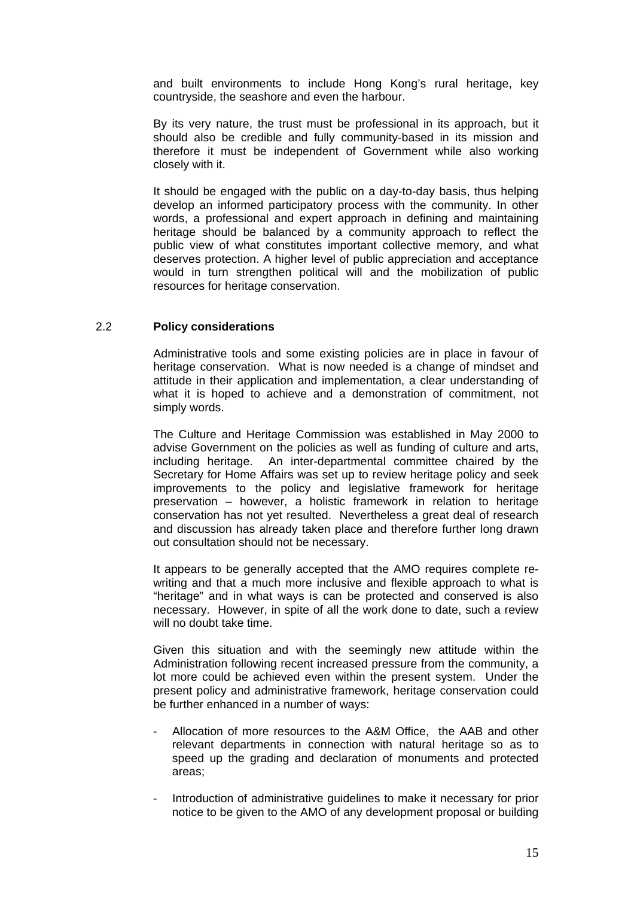and built environments to include Hong Kong's rural heritage, key countryside, the seashore and even the harbour.

By its very nature, the trust must be professional in its approach, but it should also be credible and fully community-based in its mission and therefore it must be independent of Government while also working closely with it.

It should be engaged with the public on a day-to-day basis, thus helping develop an informed participatory process with the community. In other words, a professional and expert approach in defining and maintaining heritage should be balanced by a community approach to reflect the public view of what constitutes important collective memory, and what deserves protection. A higher level of public appreciation and acceptance would in turn strengthen political will and the mobilization of public resources for heritage conservation.

## 2.2 **Policy considerations**

Administrative tools and some existing policies are in place in favour of heritage conservation. What is now needed is a change of mindset and attitude in their application and implementation, a clear understanding of what it is hoped to achieve and a demonstration of commitment, not simply words.

The Culture and Heritage Commission was established in May 2000 to advise Government on the policies as well as funding of culture and arts, including heritage. An inter-departmental committee chaired by the Secretary for Home Affairs was set up to review heritage policy and seek improvements to the policy and legislative framework for heritage preservation – however, a holistic framework in relation to heritage conservation has not yet resulted. Nevertheless a great deal of research and discussion has already taken place and therefore further long drawn out consultation should not be necessary.

It appears to be generally accepted that the AMO requires complete re-writing and that a much more inclusive and flexible approach to what is "heritage" and in what ways is can be protected and conserved is also necessary. However, in spite of all the work done to date, such a review will no doubt take time.

Given this situation and with the seemingly new attitude within the Administration following recent increased pressure from the community, a lot more could be achieved even within the present system. Under the present policy and administrative framework, heritage conservation could be further enhanced in a number of ways:

- Allocation of more resources to the A&M Office, the AAB and other relevant departments in connection with natural heritage so as to speed up the grading and declaration of monuments and protected areas;

- Introduction of administrative guidelines to make it necessary for prior notice to be given to the AMO of any development proposal or building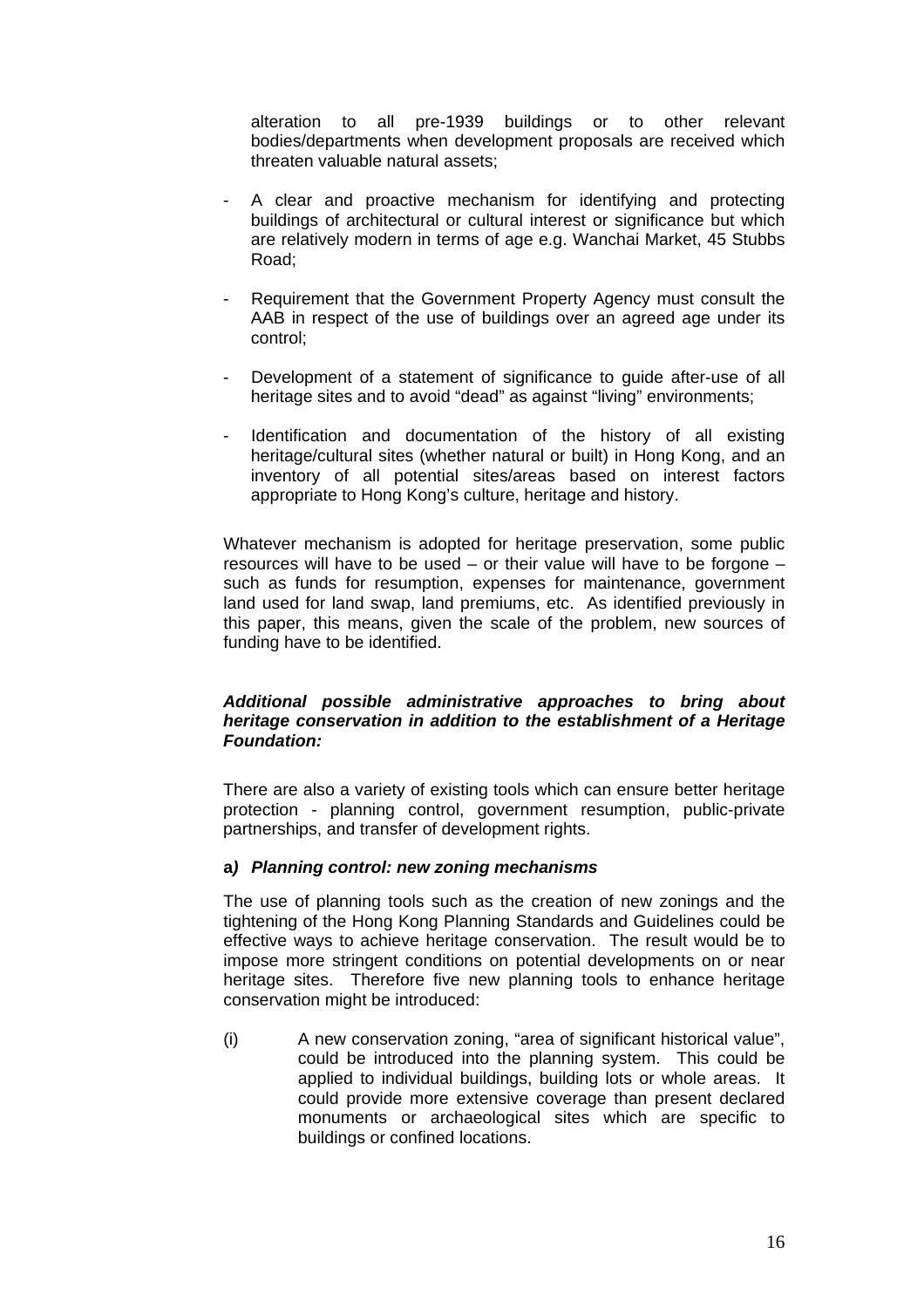alteration to all pre-1939 buildings or to other relevant bodies/departments when development proposals are received which threaten valuable natural assets;

- A clear and proactive mechanism for identifying and protecting buildings of architectural or cultural interest or significance but which are relatively modern in terms of age e.g. Wanchai Market, 45 Stubbs Road;
- Requirement that the Government Property Agency must consult the AAB in respect of the use of buildings over an agreed age under its control;
- Development of a statement of significance to guide after-use of all heritage sites and to avoid "dead" as against "living" environments;
- Identification and documentation of the history of all existing heritage/cultural sites (whether natural or built) in Hong Kong, and an inventory of all potential sites/areas based on interest factors appropriate to Hong Kong's culture, heritage and history.

Whatever mechanism is adopted for heritage preservation, some public resources will have to be used – or their value will have to be forgone – such as funds for resumption, expenses for maintenance, government land used for land swap, land premiums, etc. As identified previously in this paper, this means, given the scale of the problem, new sources of funding have to be identified.

***Additional possible administrative approaches to bring about heritage conservation in addition to the establishment of a Heritage Foundation:***

There are also a variety of existing tools which can ensure better heritage protection - planning control, government resumption, public-private partnerships, and transfer of development rights.

***a) Planning control: new zoning mechanisms***

The use of planning tools such as the creation of new zonings and the tightening of the Hong Kong Planning Standards and Guidelines could be effective ways to achieve heritage conservation. The result would be to impose more stringent conditions on potential developments on or near heritage sites. Therefore five new planning tools to enhance heritage conservation might be introduced:

(i) A new conservation zoning, "area of significant historical value", could be introduced into the planning system. This could be applied to individual buildings, building lots or whole areas. It could provide more extensive coverage than present declared monuments or archaeological sites which are specific to buildings or confined locations.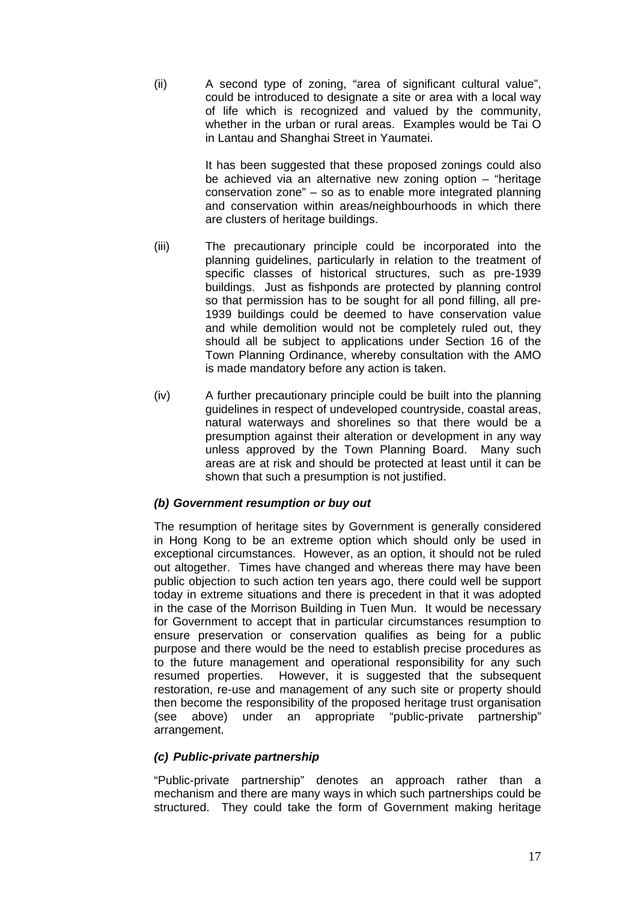(ii) A second type of zoning, "area of significant cultural value", could be introduced to designate a site or area with a local way of life which is recognized and valued by the community, whether in the urban or rural areas. Examples would be Tai O in Lantau and Shanghai Street in Yaumatei.

It has been suggested that these proposed zonings could also be achieved via an alternative new zoning option – "heritage conservation zone" – so as to enable more integrated planning and conservation within areas/neighbourhoods in which there are clusters of heritage buildings.

(iii) The precautionary principle could be incorporated into the planning guidelines, particularly in relation to the treatment of specific classes of historical structures, such as pre-1939 buildings. Just as fishponds are protected by planning control so that permission has to be sought for all pond filling, all pre-1939 buildings could be deemed to have conservation value and while demolition would not be completely ruled out, they should all be subject to applications under Section 16 of the Town Planning Ordinance, whereby consultation with the AMO is made mandatory before any action is taken.

(iv) A further precautionary principle could be built into the planning guidelines in respect of undeveloped countryside, coastal areas, natural waterways and shorelines so that there would be a presumption against their alteration or development in any way unless approved by the Town Planning Board. Many such areas are at risk and should be protected at least until it can be shown that such a presumption is not justified.

### *(b) Government resumption or buy out*

The resumption of heritage sites by Government is generally considered in Hong Kong to be an extreme option which should only be used in exceptional circumstances. However, as an option, it should not be ruled out altogether. Times have changed and whereas there may have been public objection to such action ten years ago, there could well be support today in extreme situations and there is precedent in that it was adopted in the case of the Morrison Building in Tuen Mun. It would be necessary for Government to accept that in particular circumstances resumption to ensure preservation or conservation qualifies as being for a public purpose and there would be the need to establish precise procedures as to the future management and operational responsibility for any such resumed properties. However, it is suggested that the subsequent restoration, re-use and management of any such site or property should then become the responsibility of the proposed heritage trust organisation (see above) under an appropriate "public-private partnership" arrangement.

### *(c) Public-private partnership*

"Public-private partnership" denotes an approach rather than a mechanism and there are many ways in which such partnerships could be structured. They could take the form of Government making heritage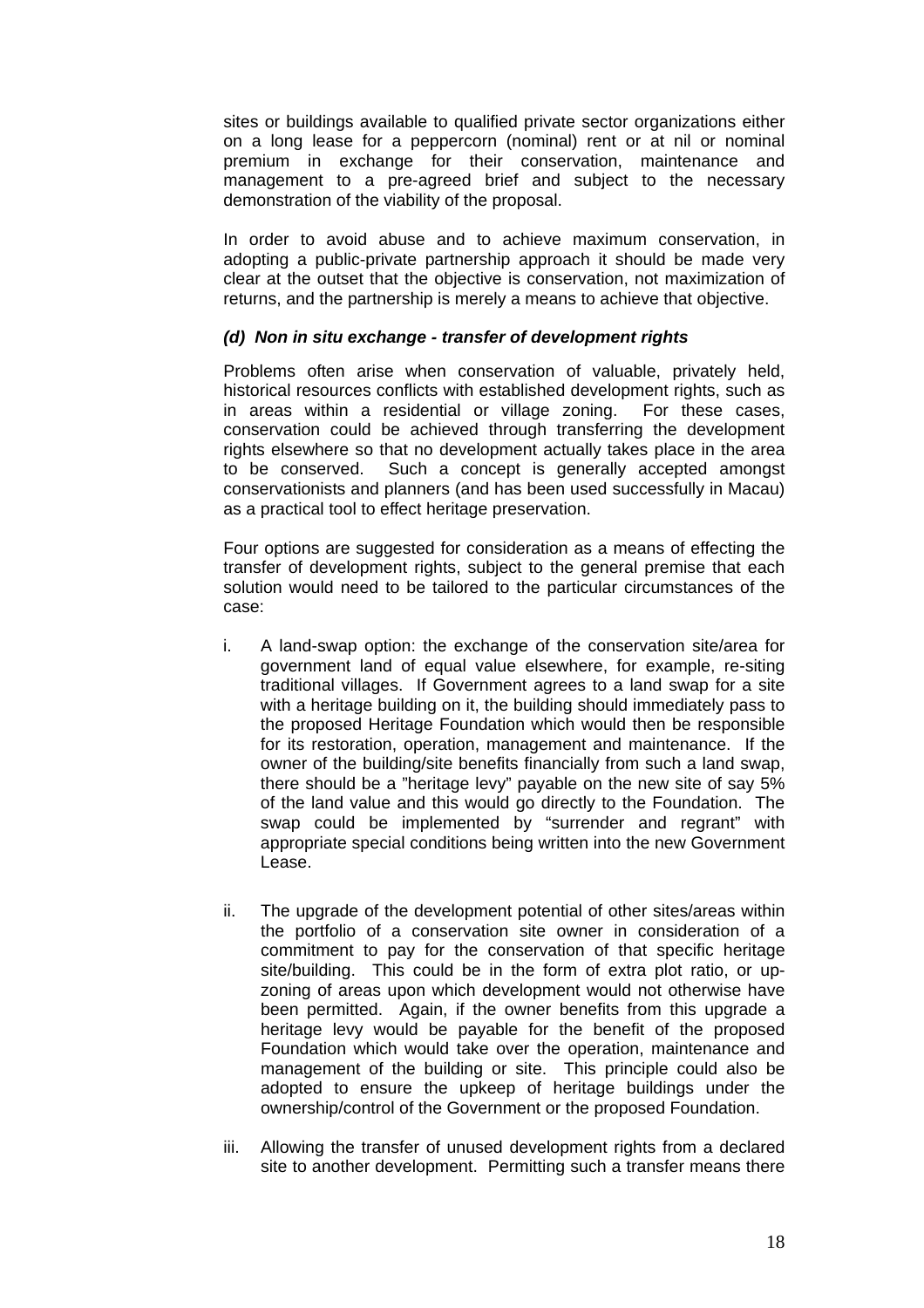sites or buildings available to qualified private sector organizations either on a long lease for a peppercorn (nominal) rent or at nil or nominal premium in exchange for their conservation, maintenance and management to a pre-agreed brief and subject to the necessary demonstration of the viability of the proposal.

In order to avoid abuse and to achieve maximum conservation, in adopting a public-private partnership approach it should be made very clear at the outset that the objective is conservation, not maximization of returns, and the partnership is merely a means to achieve that objective.

***(d) Non in situ exchange - transfer of development rights***

Problems often arise when conservation of valuable, privately held, historical resources conflicts with established development rights, such as in areas within a residential or village zoning. For these cases, conservation could be achieved through transferring the development rights elsewhere so that no development actually takes place in the area to be conserved. Such a concept is generally accepted amongst conservationists and planners (and has been used successfully in Macau) as a practical tool to effect heritage preservation.

Four options are suggested for consideration as a means of effecting the transfer of development rights, subject to the general premise that each solution would need to be tailored to the particular circumstances of the case:

i. A land-swap option: the exchange of the conservation site/area for government land of equal value elsewhere, for example, re-siting traditional villages. If Government agrees to a land swap for a site with a heritage building on it, the building should immediately pass to the proposed Heritage Foundation which would then be responsible for its restoration, operation, management and maintenance. If the owner of the building/site benefits financially from such a land swap, there should be a "heritage levy" payable on the new site of say 5% of the land value and this would go directly to the Foundation. The swap could be implemented by "surrender and regrant" with appropriate special conditions being written into the new Government Lease.

ii. The upgrade of the development potential of other sites/areas within the portfolio of a conservation site owner in consideration of a commitment to pay for the conservation of that specific heritage site/building. This could be in the form of extra plot ratio, or up-zoning of areas upon which development would not otherwise have been permitted. Again, if the owner benefits from this upgrade a heritage levy would be payable for the benefit of the proposed Foundation which would take over the operation, maintenance and management of the building or site. This principle could also be adopted to ensure the upkeep of heritage buildings under the ownership/control of the Government or the proposed Foundation.

iii. Allowing the transfer of unused development rights from a declared site to another development. Permitting such a transfer means there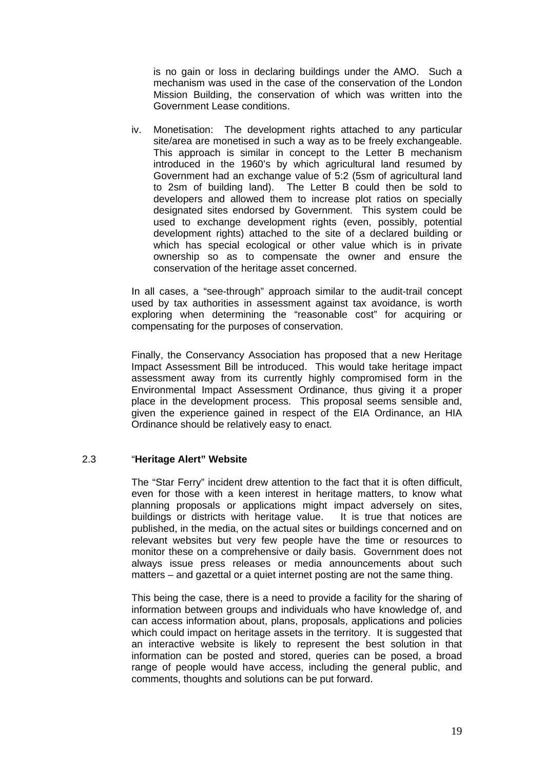is no gain or loss in declaring buildings under the AMO. Such a mechanism was used in the case of the conservation of the London Mission Building, the conservation of which was written into the Government Lease conditions.

iv. Monetisation: The development rights attached to any particular site/area are monetised in such a way as to be freely exchangeable. This approach is similar in concept to the Letter B mechanism introduced in the 1960's by which agricultural land resumed by Government had an exchange value of 5:2 (5sm of agricultural land to 2sm of building land). The Letter B could then be sold to developers and allowed them to increase plot ratios on specially designated sites endorsed by Government. This system could be used to exchange development rights (even, possibly, potential development rights) attached to the site of a declared building or which has special ecological or other value which is in private ownership so as to compensate the owner and ensure the conservation of the heritage asset concerned.

In all cases, a "see-through" approach similar to the audit-trail concept used by tax authorities in assessment against tax avoidance, is worth exploring when determining the "reasonable cost" for acquiring or compensating for the purposes of conservation.

Finally, the Conservancy Association has proposed that a new Heritage Impact Assessment Bill be introduced. This would take heritage impact assessment away from its currently highly compromised form in the Environmental Impact Assessment Ordinance, thus giving it a proper place in the development process. This proposal seems sensible and, given the experience gained in respect of the EIA Ordinance, an HIA Ordinance should be relatively easy to enact.

### 2.3 "Heritage Alert" Website

The "Star Ferry" incident drew attention to the fact that it is often difficult, even for those with a keen interest in heritage matters, to know what planning proposals or applications might impact adversely on sites, buildings or districts with heritage value. It is true that notices are published, in the media, on the actual sites or buildings concerned and on relevant websites but very few people have the time or resources to monitor these on a comprehensive or daily basis. Government does not always issue press releases or media announcements about such matters – and gazettal or a quiet internet posting are not the same thing.

This being the case, there is a need to provide a facility for the sharing of information between groups and individuals who have knowledge of, and can access information about, plans, proposals, applications and policies which could impact on heritage assets in the territory. It is suggested that an interactive website is likely to represent the best solution in that information can be posted and stored, queries can be posed, a broad range of people would have access, including the general public, and comments, thoughts and solutions can be put forward.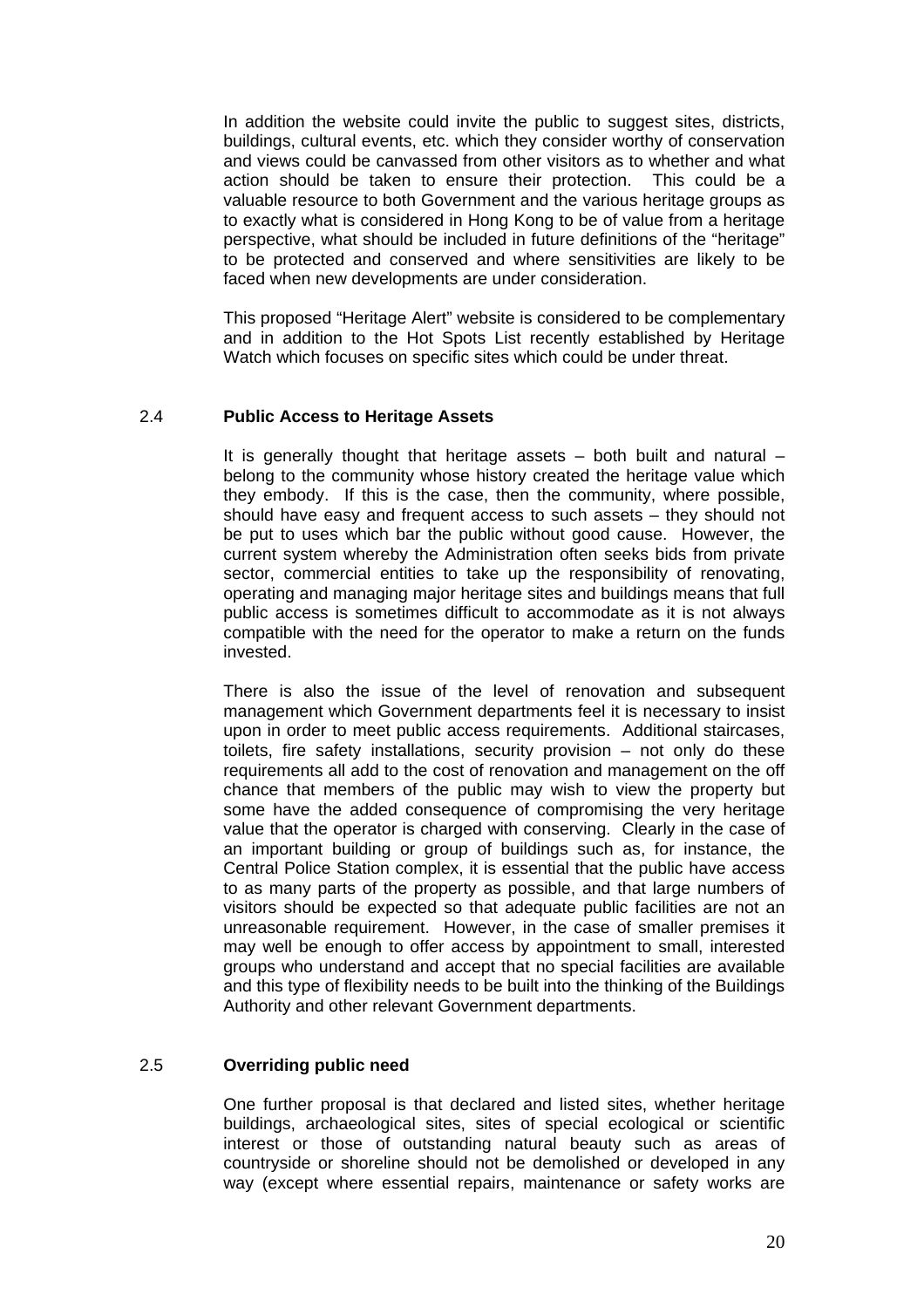In addition the website could invite the public to suggest sites, districts, buildings, cultural events, etc. which they consider worthy of conservation and views could be canvassed from other visitors as to whether and what action should be taken to ensure their protection. This could be a valuable resource to both Government and the various heritage groups as to exactly what is considered in Hong Kong to be of value from a heritage perspective, what should be included in future definitions of the "heritage" to be protected and conserved and where sensitivities are likely to be faced when new developments are under consideration.

This proposed "Heritage Alert" website is considered to be complementary and in addition to the Hot Spots List recently established by Heritage Watch which focuses on specific sites which could be under threat.

### 2.4 Public Access to Heritage Assets

It is generally thought that heritage assets – both built and natural – belong to the community whose history created the heritage value which they embody. If this is the case, then the community, where possible, should have easy and frequent access to such assets – they should not be put to uses which bar the public without good cause. However, the current system whereby the Administration often seeks bids from private sector, commercial entities to take up the responsibility of renovating, operating and managing major heritage sites and buildings means that full public access is sometimes difficult to accommodate as it is not always compatible with the need for the operator to make a return on the funds invested.

There is also the issue of the level of renovation and subsequent management which Government departments feel it is necessary to insist upon in order to meet public access requirements. Additional staircases, toilets, fire safety installations, security provision – not only do these requirements all add to the cost of renovation and management on the off chance that members of the public may wish to view the property but some have the added consequence of compromising the very heritage value that the operator is charged with conserving. Clearly in the case of an important building or group of buildings such as, for instance, the Central Police Station complex, it is essential that the public have access to as many parts of the property as possible, and that large numbers of visitors should be expected so that adequate public facilities are not an unreasonable requirement. However, in the case of smaller premises it may well be enough to offer access by appointment to small, interested groups who understand and accept that no special facilities are available and this type of flexibility needs to be built into the thinking of the Buildings Authority and other relevant Government departments.

### 2.5 Overriding public need

One further proposal is that declared and listed sites, whether heritage buildings, archaeological sites, sites of special ecological or scientific interest or those of outstanding natural beauty such as areas of countryside or shoreline should not be demolished or developed in any way (except where essential repairs, maintenance or safety works are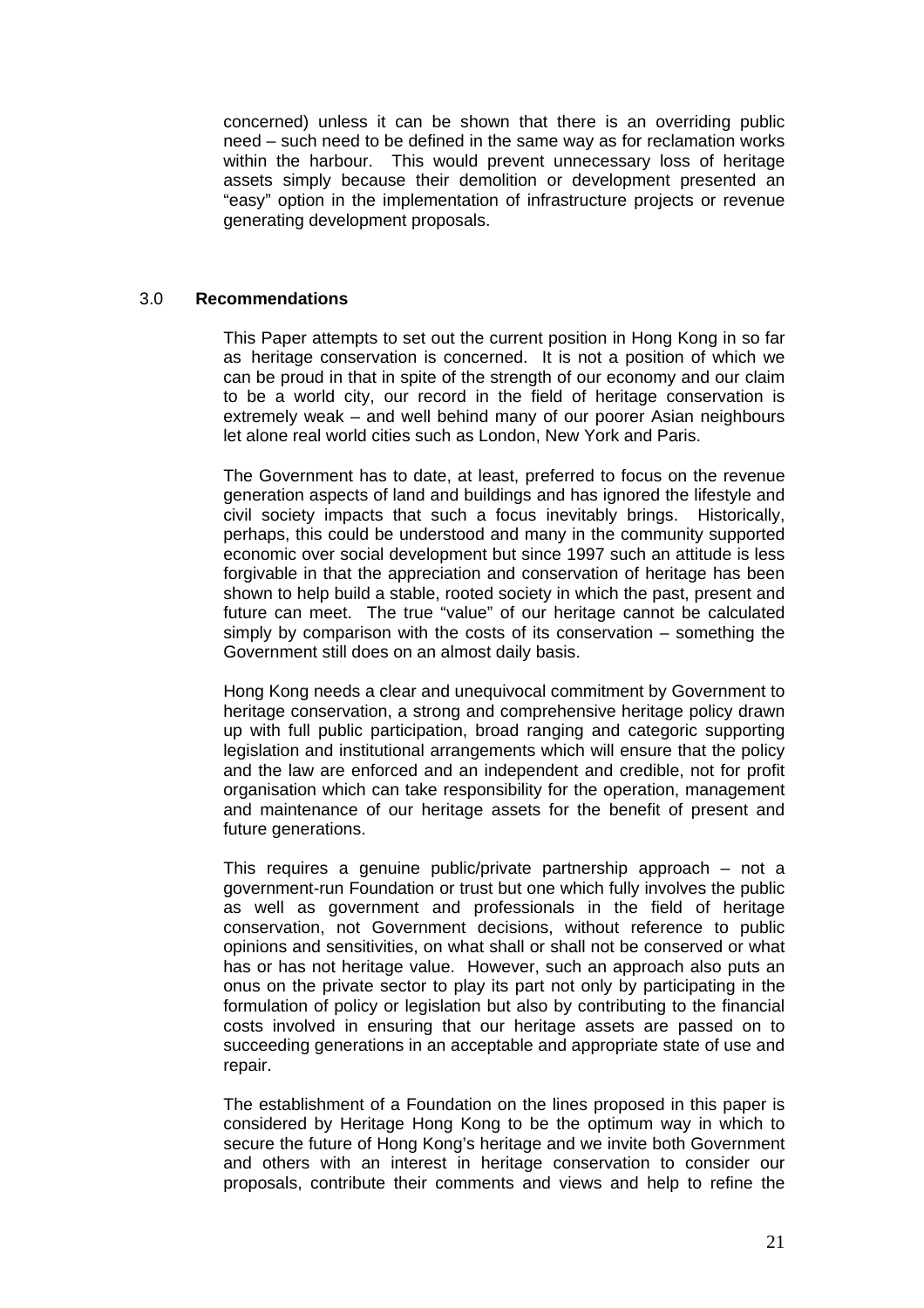concerned) unless it can be shown that there is an overriding public need – such need to be defined in the same way as for reclamation works within the harbour. This would prevent unnecessary loss of heritage assets simply because their demolition or development presented an "easy" option in the implementation of infrastructure projects or revenue generating development proposals.

## 3.0 Recommendations

This Paper attempts to set out the current position in Hong Kong in so far as heritage conservation is concerned. It is not a position of which we can be proud in that in spite of the strength of our economy and our claim to be a world city, our record in the field of heritage conservation is extremely weak – and well behind many of our poorer Asian neighbours let alone real world cities such as London, New York and Paris.

The Government has to date, at least, preferred to focus on the revenue generation aspects of land and buildings and has ignored the lifestyle and civil society impacts that such a focus inevitably brings. Historically, perhaps, this could be understood and many in the community supported economic over social development but since 1997 such an attitude is less forgivable in that the appreciation and conservation of heritage has been shown to help build a stable, rooted society in which the past, present and future can meet. The true "value" of our heritage cannot be calculated simply by comparison with the costs of its conservation – something the Government still does on an almost daily basis.

Hong Kong needs a clear and unequivocal commitment by Government to heritage conservation, a strong and comprehensive heritage policy drawn up with full public participation, broad ranging and categoric supporting legislation and institutional arrangements which will ensure that the policy and the law are enforced and an independent and credible, not for profit organisation which can take responsibility for the operation, management and maintenance of our heritage assets for the benefit of present and future generations.

This requires a genuine public/private partnership approach – not a government-run Foundation or trust but one which fully involves the public as well as government and professionals in the field of heritage conservation, not Government decisions, without reference to public opinions and sensitivities, on what shall or shall not be conserved or what has or has not heritage value. However, such an approach also puts an onus on the private sector to play its part not only by participating in the formulation of policy or legislation but also by contributing to the financial costs involved in ensuring that our heritage assets are passed on to succeeding generations in an acceptable and appropriate state of use and repair.

The establishment of a Foundation on the lines proposed in this paper is considered by Heritage Hong Kong to be the optimum way in which to secure the future of Hong Kong's heritage and we invite both Government and others with an interest in heritage conservation to consider our proposals, contribute their comments and views and help to refine the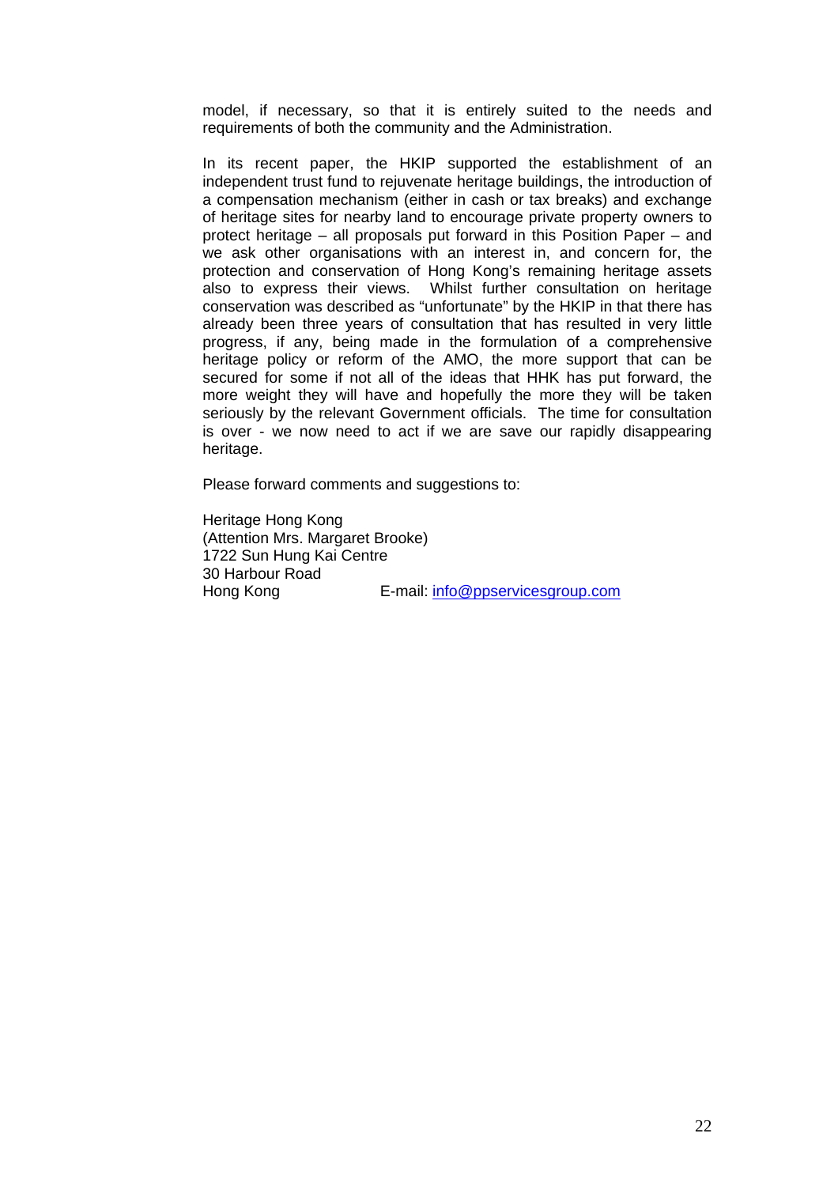model, if necessary, so that it is entirely suited to the needs and requirements of both the community and the Administration.

In its recent paper, the HKIP supported the establishment of an independent trust fund to rejuvenate heritage buildings, the introduction of a compensation mechanism (either in cash or tax breaks) and exchange of heritage sites for nearby land to encourage private property owners to protect heritage – all proposals put forward in this Position Paper – and we ask other organisations with an interest in, and concern for, the protection and conservation of Hong Kong's remaining heritage assets also to express their views. Whilst further consultation on heritage conservation was described as "unfortunate" by the HKIP in that there has already been three years of consultation that has resulted in very little progress, if any, being made in the formulation of a comprehensive heritage policy or reform of the AMO, the more support that can be secured for some if not all of the ideas that HHK has put forward, the more weight they will have and hopefully the more they will be taken seriously by the relevant Government officials. The time for consultation is over - we now need to act if we are save our rapidly disappearing heritage.

Please forward comments and suggestions to:

Heritage Hong Kong  
(Attention Mrs. Margaret Brooke)  
1722 Sun Hung Kai Centre  
30 Harbour Road  
Hong Kong E-mail: info@ppservicesgroup.com